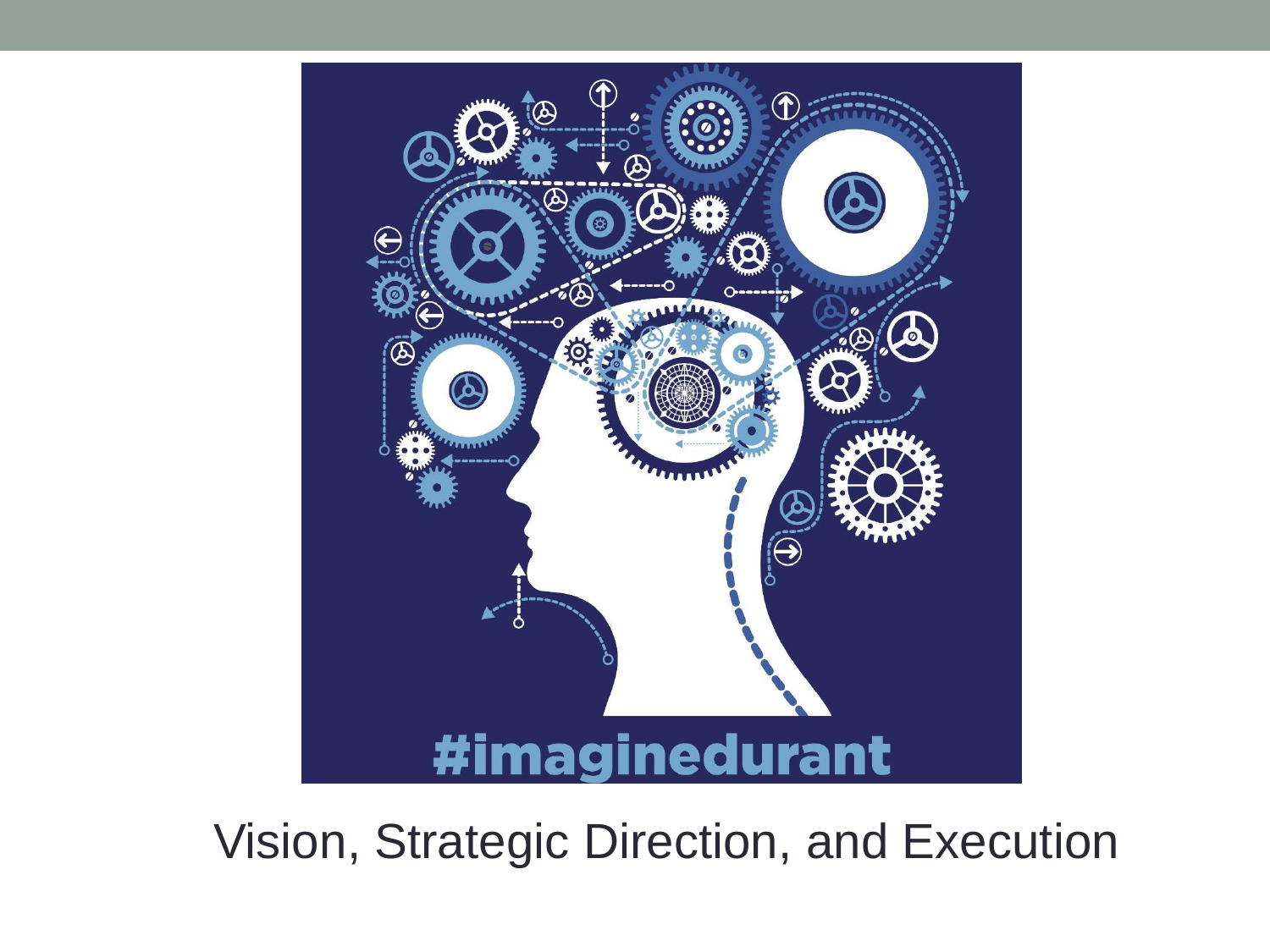#imaginedurant

Vision, Strategic Direction, and Execution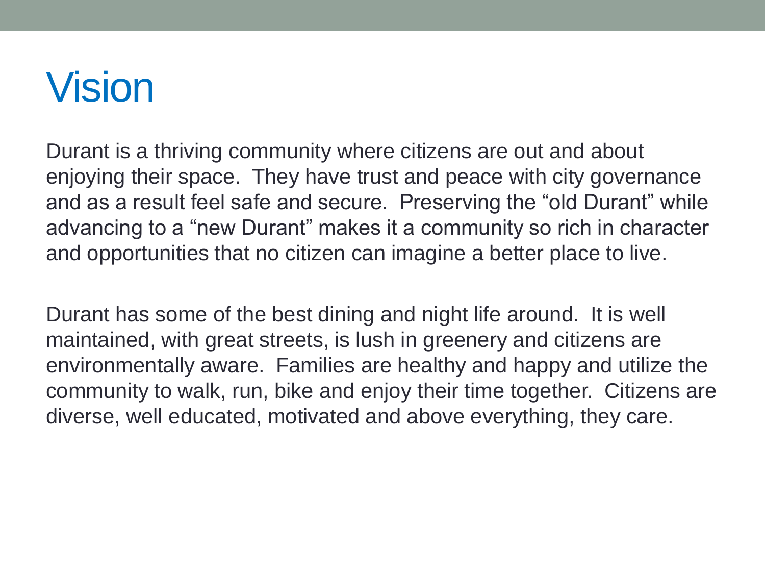# Vision

Durant is a thriving community where citizens are out and about enjoying their space. They have trust and peace with city governance and as a result feel safe and secure. Preserving the “old Durant” while advancing to a “new Durant” makes it a community so rich in character and opportunities that no citizen can imagine a better place to live.

Durant has some of the best dining and night life around. It is well maintained, with great streets, is lush in greenery and citizens are environmentally aware. Families are healthy and happy and utilize the community to walk, run, bike and enjoy their time together. Citizens are diverse, well educated, motivated and above everything, they care.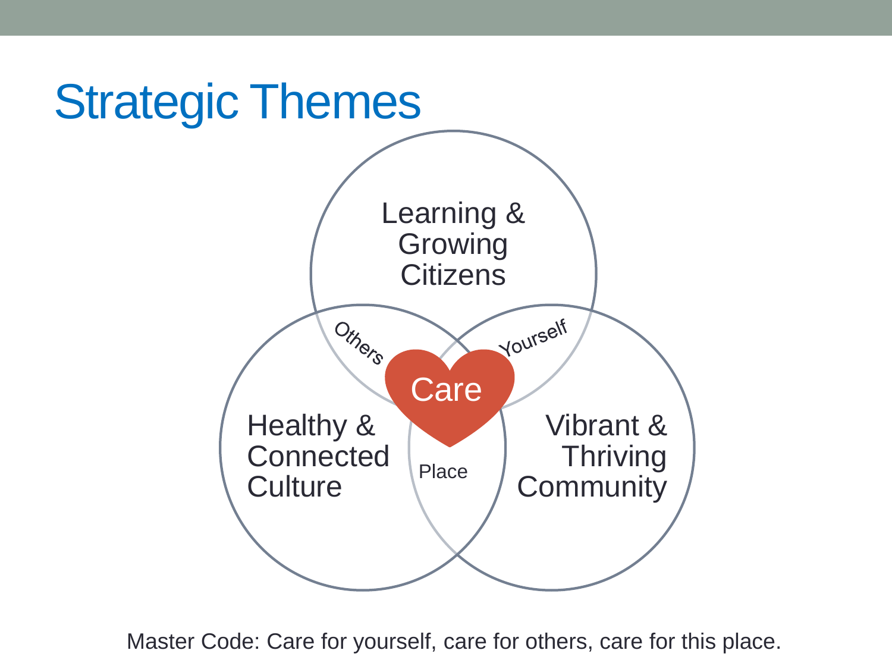# Strategic Themes

Learning & Growing Citizens

Healthy & Connected Culture

Vibrant & Thriving Community

Others

Yourself

Place

Care

Master Code: Care for yourself, care for others, care for this place.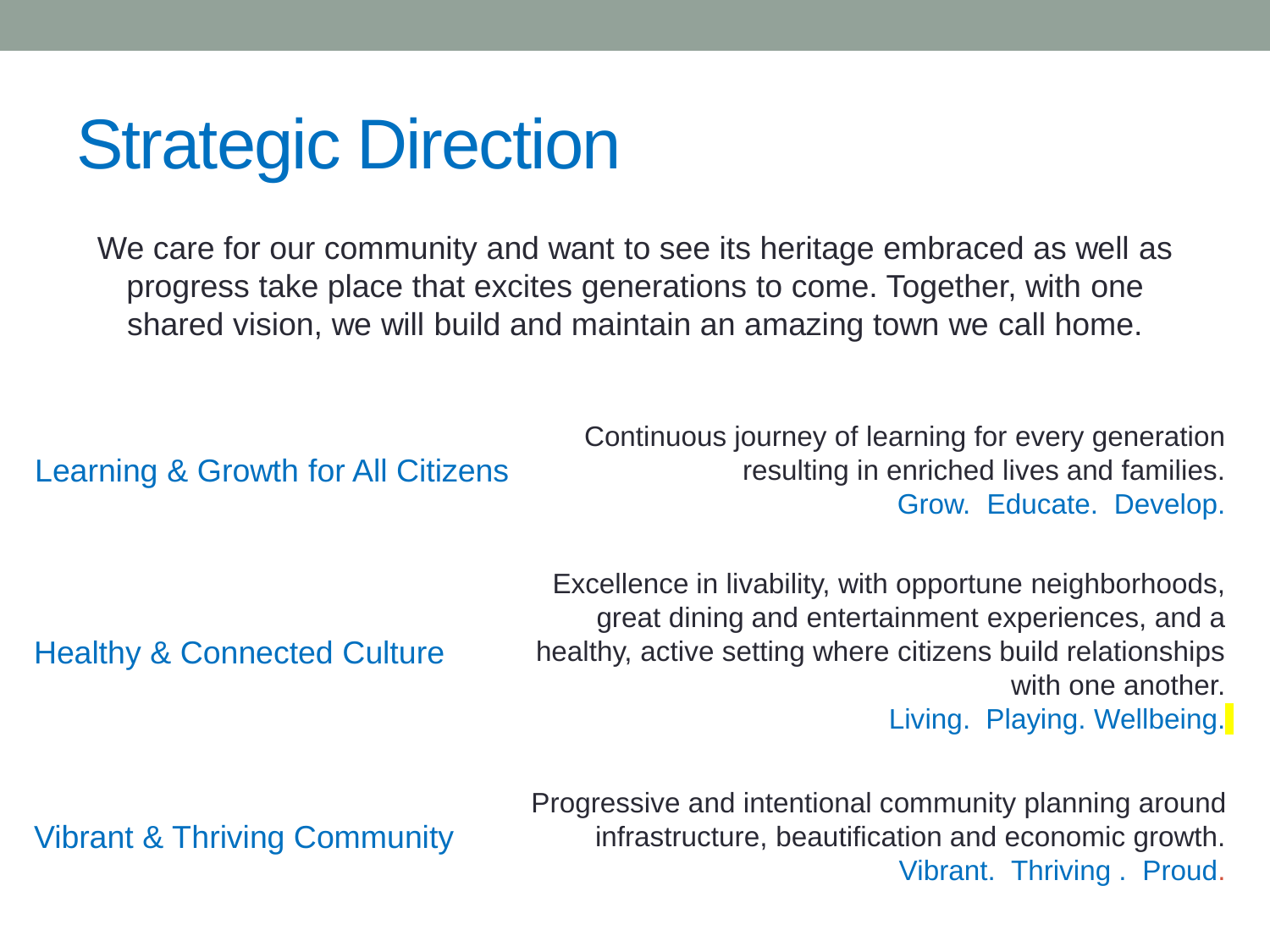# Strategic Direction

We care for our community and want to see its heritage embraced as well as progress take place that excites generations to come. Together, with one shared vision, we will build and maintain an amazing town we call home.

## Learning & Growth for All Citizens

Continuous journey of learning for every generation resulting in enriched lives and families.

Grow. Educate. Develop.

## Healthy & Connected Culture

Excellence in livability, with opportune neighborhoods, great dining and entertainment experiences, and a healthy, active setting where citizens build relationships with one another.

Living. Playing. Wellbeing.

## Vibrant & Thriving Community

Progressive and intentional community planning around infrastructure, beautification and economic growth.

Vibrant. Thriving . Proud.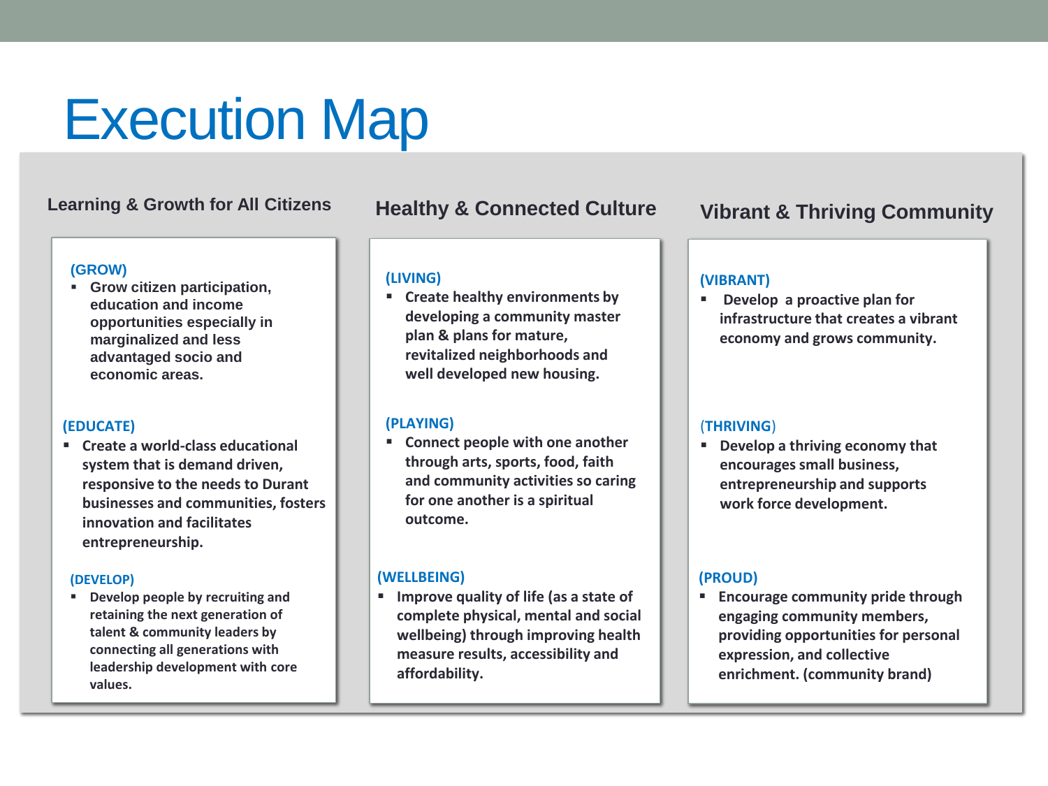# Execution Map

## Learning & Growth for All Citizens

**(GROW)**

- **Grow citizen participation, education and income opportunities especially in marginalized and less advantaged socio and economic areas.**

**(EDUCATE)**

- **Create a world-class educational system that is demand driven, responsive to the needs to Durant businesses and communities, fosters innovation and facilitates entrepreneurship.**

**(DEVELOP)**

- **Develop people by recruiting and retaining the next generation of talent & community leaders by connecting all generations with leadership development with core values.**

## Healthy & Connected Culture

**(LIVING)**

- **Create healthy environments by developing a community master plan & plans for mature, revitalized neighborhoods and well developed new housing.**

**(PLAYING)**

- **Connect people with one another through arts, sports, food, faith and community activities so caring for one another is a spiritual outcome.**

**(WELLBEING)**

- **Improve quality of life (as a state of complete physical, mental and social wellbeing) through improving health measure results, accessibility and affordability.**

## Vibrant & Thriving Community

**(VIBRANT)**

- **Develop a proactive plan for infrastructure that creates a vibrant economy and grows community.**

**(THRIVING)**

- **Develop a thriving economy that encourages small business, entrepreneurship and supports work force development.**

**(PROUD)**

- **Encourage community pride through engaging community members, providing opportunities for personal expression, and collective enrichment. (community brand)**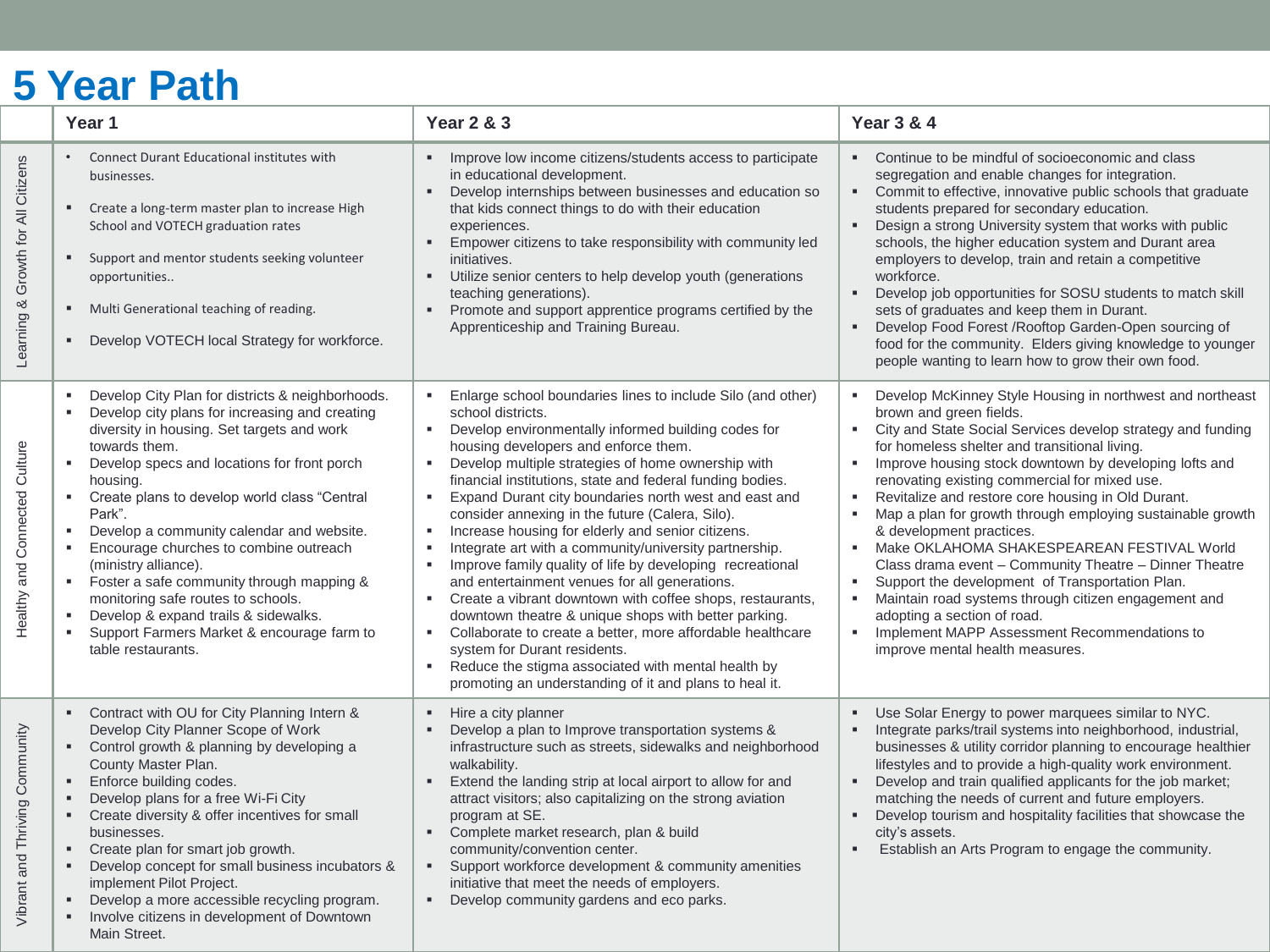# 5 Year Path

| | Year 1 | Year 2 & 3 | Year 3 & 4 |
|---|---|---|---|
| Learning & Growth for All Citizens | • Connect Durant Educational institutes with businesses.<br>▪ Create a long-term master plan to increase High School and VOTECH graduation rates<br>▪ Support and mentor students seeking volunteer opportunities..<br>▪ Multi Generational teaching of reading.<br>▪ Develop VOTECH local Strategy for workforce. | ▪ Improve low income citizens/students access to participate in educational development.<br>▪ Develop internships between businesses and education so that kids connect things to do with their education experiences.<br>▪ Empower citizens to take responsibility with community led initiatives.<br>▪ Utilize senior centers to help develop youth (generations teaching generations).<br>▪ Promote and support apprentice programs certified by the Apprenticeship and Training Bureau. | ▪ Continue to be mindful of socioeconomic and class segregation and enable changes for integration.<br>▪ Commit to effective, innovative public schools that graduate students prepared for secondary education.<br>▪ Design a strong University system that works with public schools, the higher education system and Durant area employers to develop, train and retain a competitive workforce.<br>▪ Develop job opportunities for SOSU students to match skill sets of graduates and keep them in Durant.<br>▪ Develop Food Forest /Rooftop Garden-Open sourcing of food for the community. Elders giving knowledge to younger people wanting to learn how to grow their own food. |
| Healthy and Connected Culture | ▪ Develop City Plan for districts & neighborhoods.<br>▪ Develop city plans for increasing and creating diversity in housing. Set targets and work towards them.<br>▪ Develop specs and locations for front porch housing.<br>▪ Create plans to develop world class "Central Park".<br>▪ Develop a community calendar and website.<br>▪ Encourage churches to combine outreach (ministry alliance).<br>▪ Foster a safe community through mapping & monitoring safe routes to schools.<br>▪ Develop & expand trails & sidewalks.<br>▪ Support Farmers Market & encourage farm to table restaurants. | ▪ Enlarge school boundaries lines to include Silo (and other) school districts.<br>▪ Develop environmentally informed building codes for housing developers and enforce them.<br>▪ Develop multiple strategies of home ownership with financial institutions, state and federal funding bodies.<br>▪ Expand Durant city boundaries north west and east and consider annexing in the future (Calera, Silo).<br>▪ Increase housing for elderly and senior citizens.<br>▪ Integrate art with a community/university partnership.<br>▪ Improve family quality of life by developing recreational and entertainment venues for all generations.<br>▪ Create a vibrant downtown with coffee shops, restaurants, downtown theatre & unique shops with better parking.<br>▪ Collaborate to create a better, more affordable healthcare system for Durant residents.<br>▪ Reduce the stigma associated with mental health by promoting an understanding of it and plans to heal it. | ▪ Develop McKinney Style Housing in northwest and northeast brown and green fields.<br>▪ City and State Social Services develop strategy and funding for homeless shelter and transitional living.<br>▪ Improve housing stock downtown by developing lofts and renovating existing commercial for mixed use.<br>▪ Revitalize and restore core housing in Old Durant.<br>▪ Map a plan for growth through employing sustainable growth & development practices.<br>▪ Make OKLAHOMA SHAKESPEAREAN FESTIVAL World Class drama event – Community Theatre – Dinner Theatre<br>▪ Support the development of Transportation Plan.<br>▪ Maintain road systems through citizen engagement and adopting a section of road.<br>▪ Implement MAPP Assessment Recommendations to improve mental health measures. |
| Vibrant and Thriving Community | ▪ Contract with OU for City Planning Intern & Develop City Planner Scope of Work<br>▪ Control growth & planning by developing a County Master Plan.<br>▪ Enforce building codes.<br>▪ Develop plans for a free Wi-Fi City<br>▪ Create diversity & offer incentives for small businesses.<br>▪ Create plan for smart job growth.<br>▪ Develop concept for small business incubators & implement Pilot Project.<br>▪ Develop a more accessible recycling program.<br>▪ Involve citizens in development of Downtown Main Street. | ▪ Hire a city planner<br>▪ Develop a plan to Improve transportation systems & infrastructure such as streets, sidewalks and neighborhood walkability.<br>▪ Extend the landing strip at local airport to allow for and attract visitors; also capitalizing on the strong aviation program at SE.<br>▪ Complete market research, plan & build community/convention center.<br>▪ Support workforce development & community amenities initiative that meet the needs of employers.<br>▪ Develop community gardens and eco parks. | ▪ Use Solar Energy to power marquees similar to NYC.<br>▪ Integrate parks/trail systems into neighborhood, industrial, businesses & utility corridor planning to encourage healthier lifestyles and to provide a high-quality work environment.<br>▪ Develop and train qualified applicants for the job market; matching the needs of current and future employers.<br>▪ Develop tourism and hospitality facilities that showcase the city's assets.<br>▪ Establish an Arts Program to engage the community. |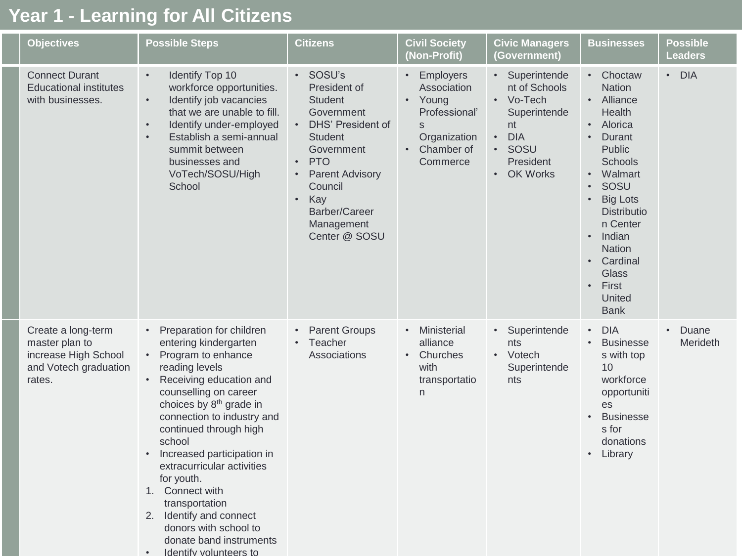# Year 1 - Learning for All Citizens

| | Objectives | Possible Steps | Citizens | Civil Society (Non-Profit) | Civic Managers (Government) | Businesses | Possible Leaders |
|---|---|---|---|---|---|---|---|
| | Connect Durant Educational institutes with businesses. | • Identify Top 10 workforce opportunities.<br>• Identify job vacancies that we are unable to fill.<br>• Identify under-employed<br>• Establish a semi-annual summit between businesses and VoTech/SOSU/High School | • SOSU's President of Student Government<br>• DHS' President of Student Government<br>• PTO<br>• Parent Advisory Council<br>• Kay Barber/Career Management Center @ SOSU | • Employers Association<br>• Young Professional's Organization<br>• Chamber of Commerce | • Superintendent of Schools<br>• Vo-Tech Superintendent<br>• DIA<br>• SOSU President<br>• OK Works | • Choctaw Nation<br>• Alliance Health<br>• Alorica<br>• Durant Public Schools<br>• Walmart<br>• SOSU<br>• Big Lots Distribution Center<br>• Indian Nation<br>• Cardinal Glass<br>• First United Bank | • DIA |
| | Create a long-term master plan to increase High School and Votech graduation rates. | • Preparation for children entering kindergarten<br>• Program to enhance reading levels<br>• Receiving education and counselling on career choices by 8th grade in connection to industry and continued through high school<br>• Increased participation in extracurricular activities for youth.<br>1. Connect with transportation<br>2. Identify and connect donors with school to donate band instruments<br>• Identify volunteers to | • Parent Groups<br>• Teacher Associations | • Ministerial alliance<br>• Churches with transportation | • Superintendents<br>• Votech Superintendents | • DIA<br>• Businesses with top 10 workforce opportunities<br>• Businesses for donations<br>• Library | • Duane Merideth |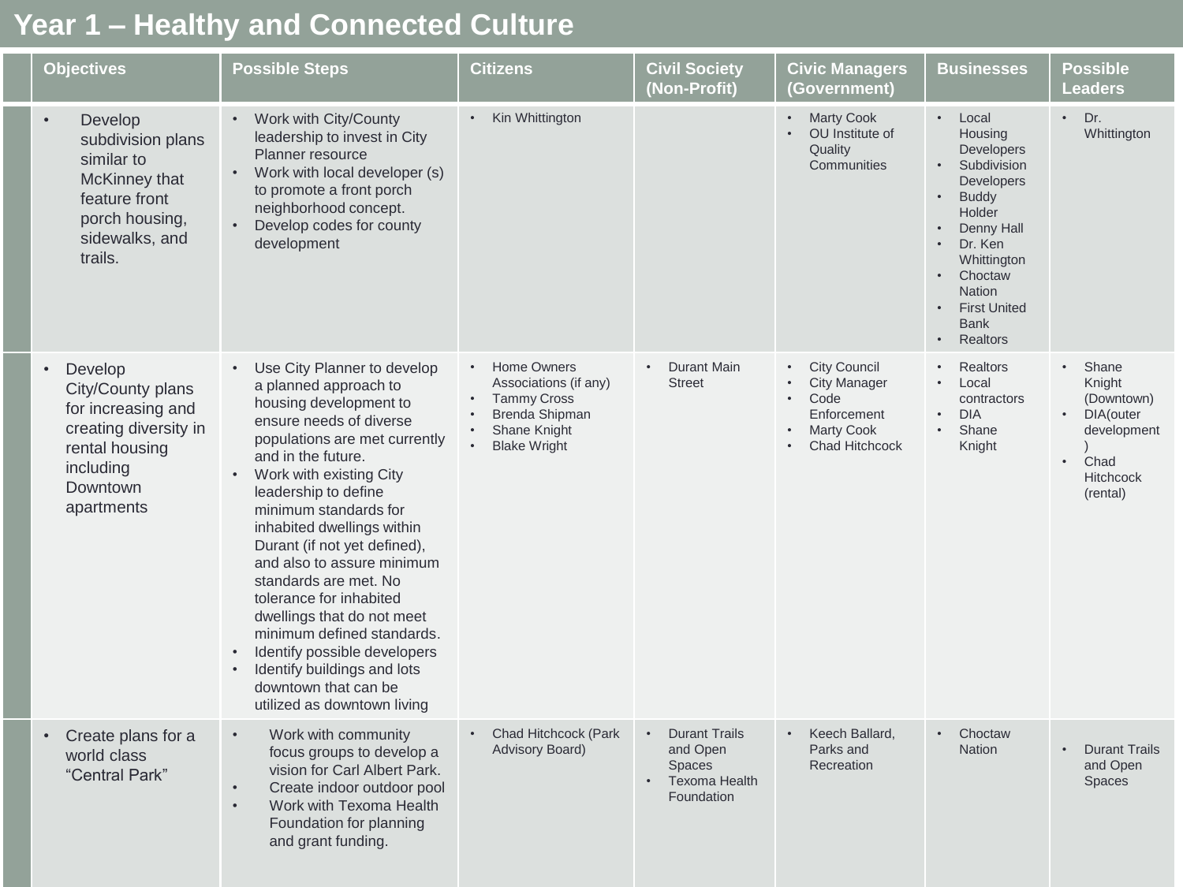# Year 1 – Healthy and Connected Culture

| Objectives | Possible Steps | Citizens | Civil Society (Non-Profit) | Civic Managers (Government) | Businesses | Possible Leaders |
|---|---|---|---|---|---|---|
| • Develop subdivision plans similar to McKinney that feature front porch housing, sidewalks, and trails. | • Work with City/County leadership to invest in City Planner resource<br>• Work with local developer (s) to promote a front porch neighborhood concept.<br>• Develop codes for county development | • Kin Whittington | | • Marty Cook<br>• OU Institute of Quality Communities | • Local Housing Developers<br>• Subdivision Developers<br>• Buddy Holder<br>• Denny Hall<br>• Dr. Ken Whittington<br>• Choctaw Nation<br>• First United Bank<br>• Realtors | • Dr. Whittington |
| • Develop City/County plans for increasing and creating diversity in rental housing including Downtown apartments | • Use City Planner to develop a planned approach to housing development to ensure needs of diverse populations are met currently and in the future.<br>• Work with existing City leadership to define minimum standards for inhabited dwellings within Durant (if not yet defined), and also to assure minimum standards are met. No tolerance for inhabited dwellings that do not meet minimum defined standards.<br>• Identify possible developers<br>• Identify buildings and lots downtown that can be utilized as downtown living | • Home Owners Associations (if any)<br>• Tammy Cross<br>• Brenda Shipman<br>• Shane Knight<br>• Blake Wright | • Durant Main Street | • City Council<br>• City Manager<br>• Code Enforcement<br>• Marty Cook<br>• Chad Hitchcock | • Realtors<br>• Local contractors<br>• DIA<br>• Shane Knight | • Shane Knight (Downtown)<br>• DIA(outer development )<br>• Chad Hitchcock (rental) |
| • Create plans for a world class "Central Park" | • Work with community focus groups to develop a vision for Carl Albert Park.<br>• Create indoor outdoor pool<br>• Work with Texoma Health Foundation for planning and grant funding. | • Chad Hitchcock (Park Advisory Board) | • Durant Trails and Open Spaces<br>• Texoma Health Foundation | • Keech Ballard, Parks and Recreation | • Choctaw Nation | • Durant Trails and Open Spaces |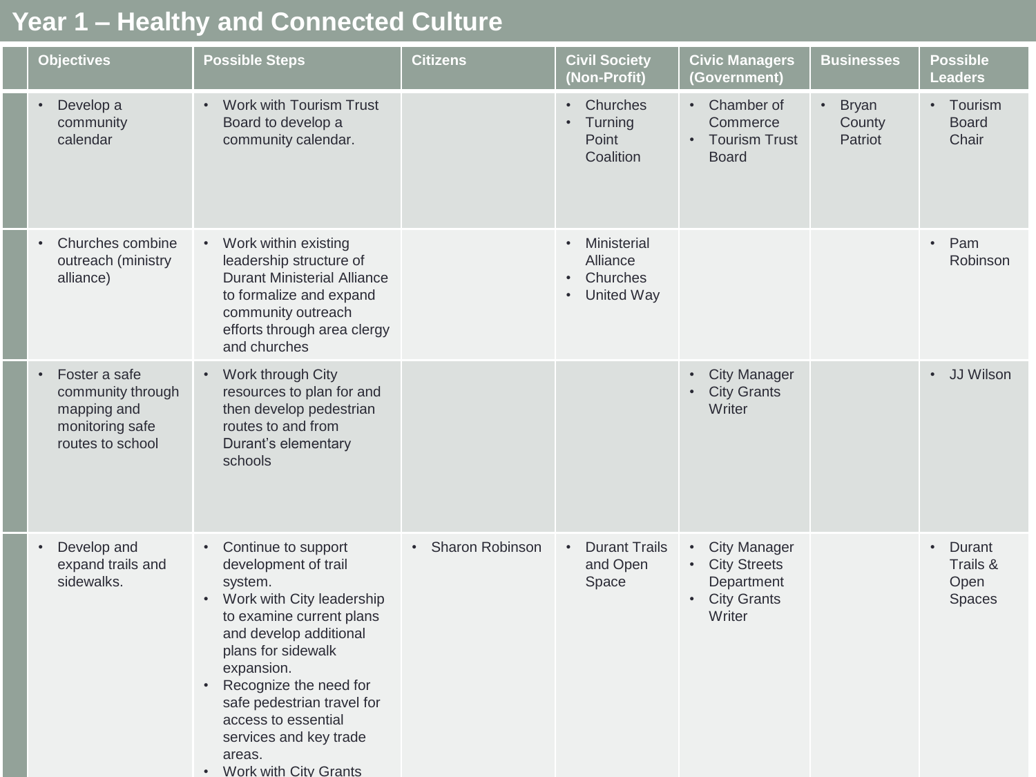# Year 1 – Healthy and Connected Culture

| | Objectives | Possible Steps | Citizens | Civil Society (Non-Profit) | Civic Managers (Government) | Businesses | Possible Leaders |
|---|---|---|---|---|---|---|---|
| | • Develop a community calendar | • Work with Tourism Trust Board to develop a community calendar. | | • Churches<br>• Turning Point Coalition | • Chamber of Commerce<br>• Tourism Trust Board | • Bryan County Patriot | • Tourism Board Chair |
| | • Churches combine outreach (ministry alliance) | • Work within existing leadership structure of Durant Ministerial Alliance to formalize and expand community outreach efforts through area clergy and churches | | • Ministerial Alliance<br>• Churches<br>• United Way | | | • Pam Robinson |
| | • Foster a safe community through mapping and monitoring safe routes to school | • Work through City resources to plan for and then develop pedestrian routes to and from Durant's elementary schools | | | • City Manager<br>• City Grants Writer | | • JJ Wilson |
| | • Develop and expand trails and sidewalks. | • Continue to support development of trail system.<br>• Work with City leadership to examine current plans and develop additional plans for sidewalk expansion.<br>• Recognize the need for safe pedestrian travel for access to essential services and key trade areas.<br>• Work with City Grants | • Sharon Robinson | • Durant Trails and Open Space | • City Manager<br>• City Streets Department<br>• City Grants Writer | | • Durant Trails & Open Spaces |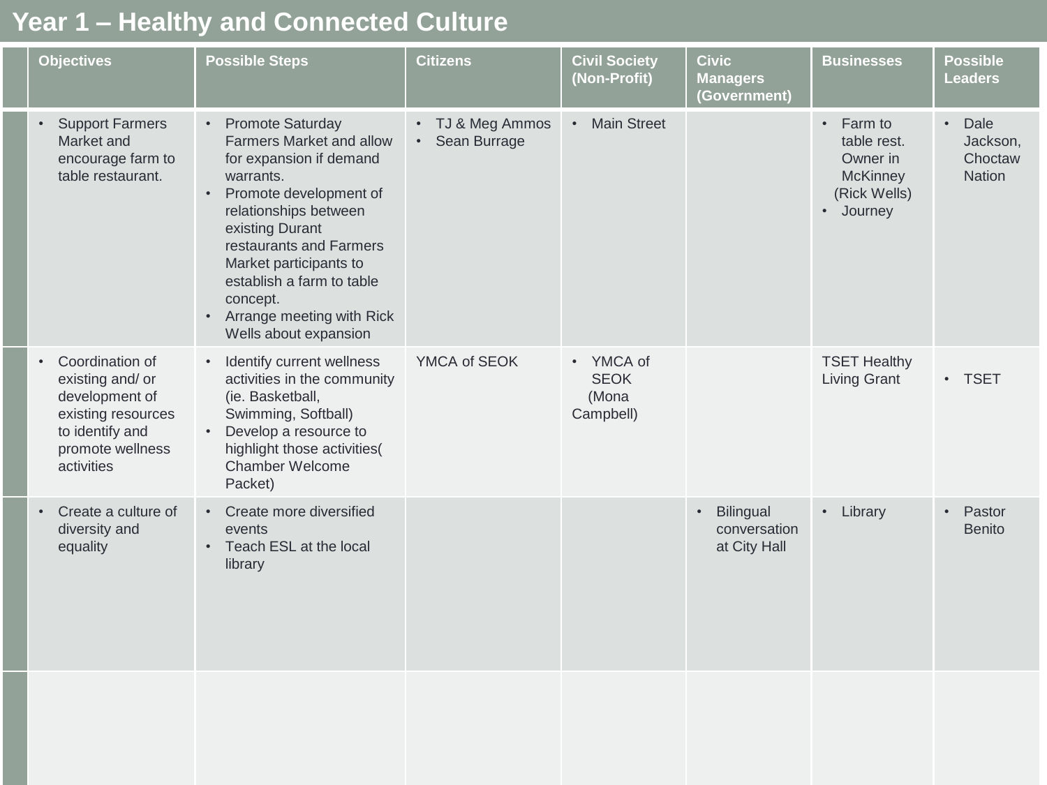# Year 1 – Healthy and Connected Culture

| | Objectives | Possible Steps | Citizens | Civil Society (Non-Profit) | Civic Managers (Government) | Businesses | Possible Leaders |
|---|---|---|---|---|---|---|---|
| | • Support Farmers Market and encourage farm to table restaurant. | • Promote Saturday Farmers Market and allow for expansion if demand warrants.<br>• Promote development of relationships between existing Durant restaurants and Farmers Market participants to establish a farm to table concept.<br>• Arrange meeting with Rick Wells about expansion | • TJ & Meg Ammos<br>• Sean Burrage | • Main Street | | • Farm to table rest. Owner in McKinney (Rick Wells)<br>• Journey | • Dale Jackson, Choctaw Nation |
| | • Coordination of existing and/ or development of existing resources to identify and promote wellness activities | • Identify current wellness activities in the community (ie. Basketball, Swimming, Softball)<br>• Develop a resource to highlight those activities( Chamber Welcome Packet) | YMCA of SEOK | • YMCA of SEOK (Mona Campbell) | | TSET Healthy Living Grant | • TSET |
| | • Create a culture of diversity and equality | • Create more diversified events<br>• Teach ESL at the local library | | | • Bilingual conversation at City Hall | • Library | • Pastor Benito |
| | | | | | | | |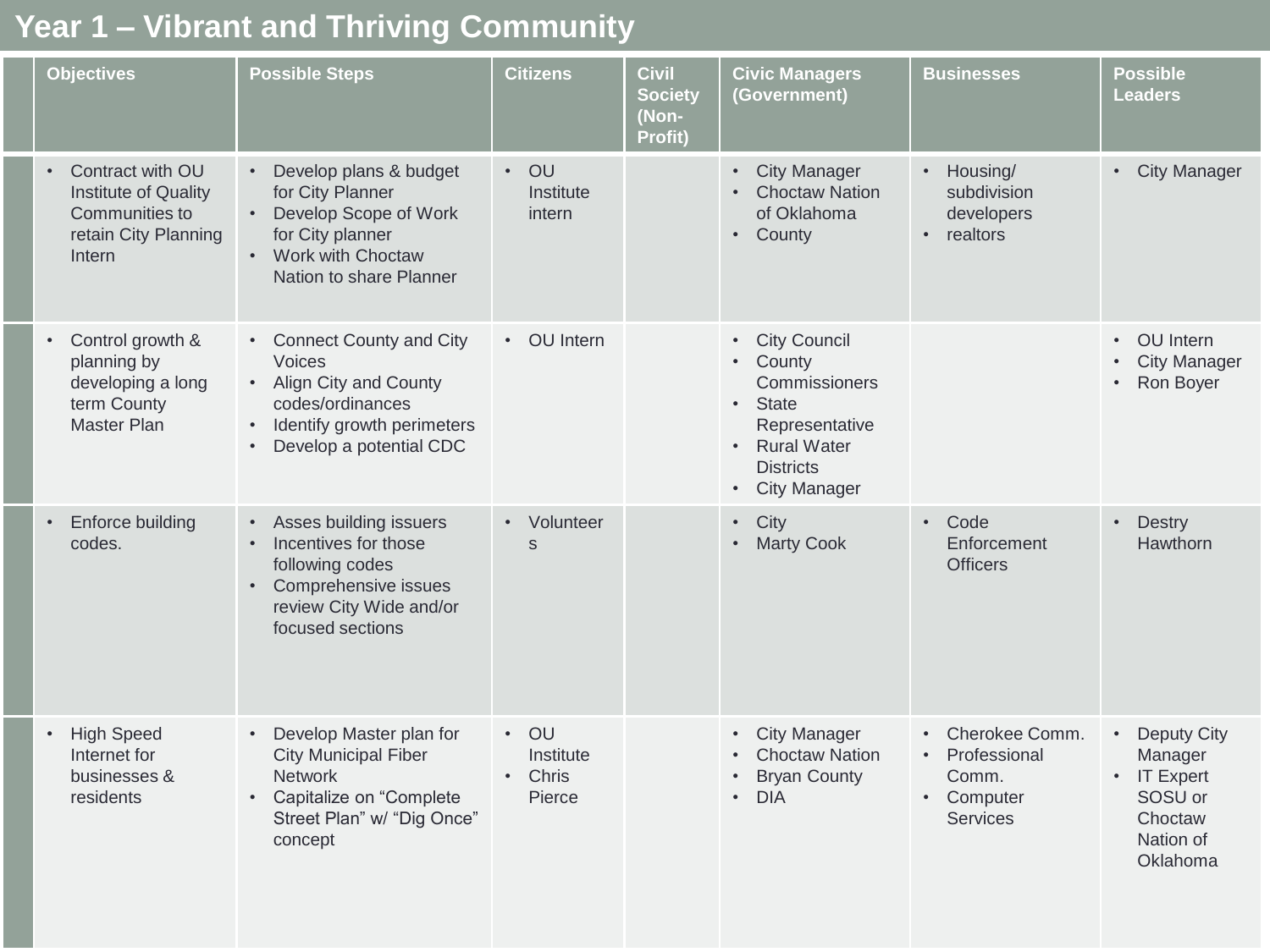# Year 1 – Vibrant and Thriving Community

| Objectives | Possible Steps | Citizens | Civil Society (Non-Profit) | Civic Managers (Government) | Businesses | Possible Leaders |
|---|---|---|---|---|---|---|
| • Contract with OU Institute of Quality Communities to retain City Planning Intern | • Develop plans & budget for City Planner<br>• Develop Scope of Work for City planner<br>• Work with Choctaw Nation to share Planner | • OU Institute intern | | • City Manager<br>• Choctaw Nation of Oklahoma<br>• County | • Housing/ subdivision developers<br>• realtors | • City Manager |
| • Control growth & planning by developing a long term County Master Plan | • Connect County and City Voices<br>• Align City and County codes/ordinances<br>• Identify growth perimeters<br>• Develop a potential CDC | • OU Intern | | • City Council<br>• County Commissioners<br>• State Representative<br>• Rural Water Districts<br>• City Manager | | • OU Intern<br>• City Manager<br>• Ron Boyer |
| • Enforce building codes. | • Asses building issuers<br>• Incentives for those following codes<br>• Comprehensive issues review City Wide and/or focused sections | • Volunteers | | • City<br>• Marty Cook | • Code Enforcement Officers | • Destry Hawthorn |
| • High Speed Internet for businesses & residents | • Develop Master plan for City Municipal Fiber Network<br>• Capitalize on "Complete Street Plan" w/ "Dig Once" concept | • OU Institute<br>• Chris Pierce | | • City Manager<br>• Choctaw Nation<br>• Bryan County<br>• DIA | • Cherokee Comm.<br>• Professional Comm.<br>• Computer Services | • Deputy City Manager<br>• IT Expert SOSU or Choctaw Nation of Oklahoma |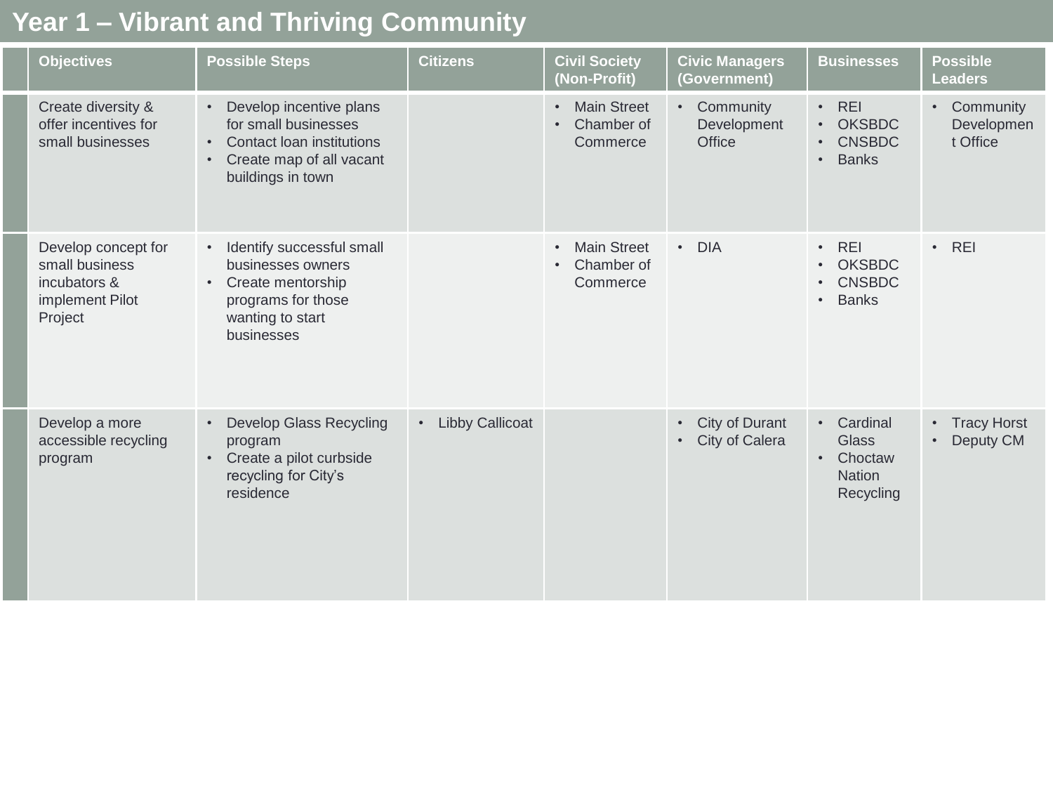# Year 1 – Vibrant and Thriving Community

| | Objectives | Possible Steps | Citizens | Civil Society (Non-Profit) | Civic Managers (Government) | Businesses | Possible Leaders |
|---|---|---|---|---|---|---|---|
| | Create diversity & offer incentives for small businesses | • Develop incentive plans for small businesses<br>• Contact loan institutions<br>• Create map of all vacant buildings in town | | • Main Street<br>• Chamber of Commerce | • Community Development Office | • REI<br>• OKSBDC<br>• CNSBDC<br>• Banks | • Community Development Office |
| | Develop concept for small business incubators & implement Pilot Project | • Identify successful small businesses owners<br>• Create mentorship programs for those wanting to start businesses | | • Main Street<br>• Chamber of Commerce | • DIA | • REI<br>• OKSBDC<br>• CNSBDC<br>• Banks | • REI |
| | Develop a more accessible recycling program | • Develop Glass Recycling program<br>• Create a pilot curbside recycling for City's residence | • Libby Callicoat | | • City of Durant<br>• City of Calera | • Cardinal Glass<br>• Choctaw Nation Recycling | • Tracy Horst<br>• Deputy CM |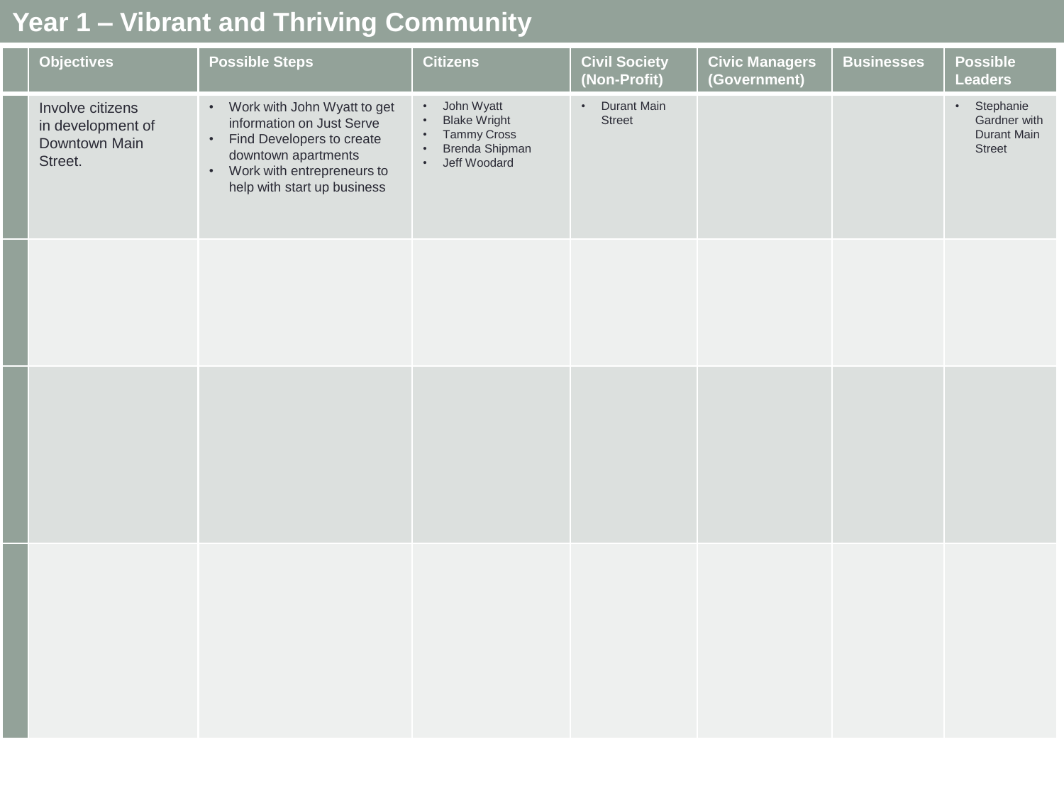# Year 1 – Vibrant and Thriving Community

| | Objectives | Possible Steps | Citizens | Civil Society (Non-Profit) | Civic Managers (Government) | Businesses | Possible Leaders |
|---|---|---|---|---|---|---|---|
| | Involve citizens in development of Downtown Main Street. | • Work with John Wyatt to get information on Just Serve<br>• Find Developers to create downtown apartments<br>• Work with entrepreneurs to help with start up business | • John Wyatt<br>• Blake Wright<br>• Tammy Cross<br>• Brenda Shipman<br>• Jeff Woodard | • Durant Main Street | | | • Stephanie Gardner with Durant Main Street |
| | | | | | | | |
| | | | | | | | |
| | | | | | | | |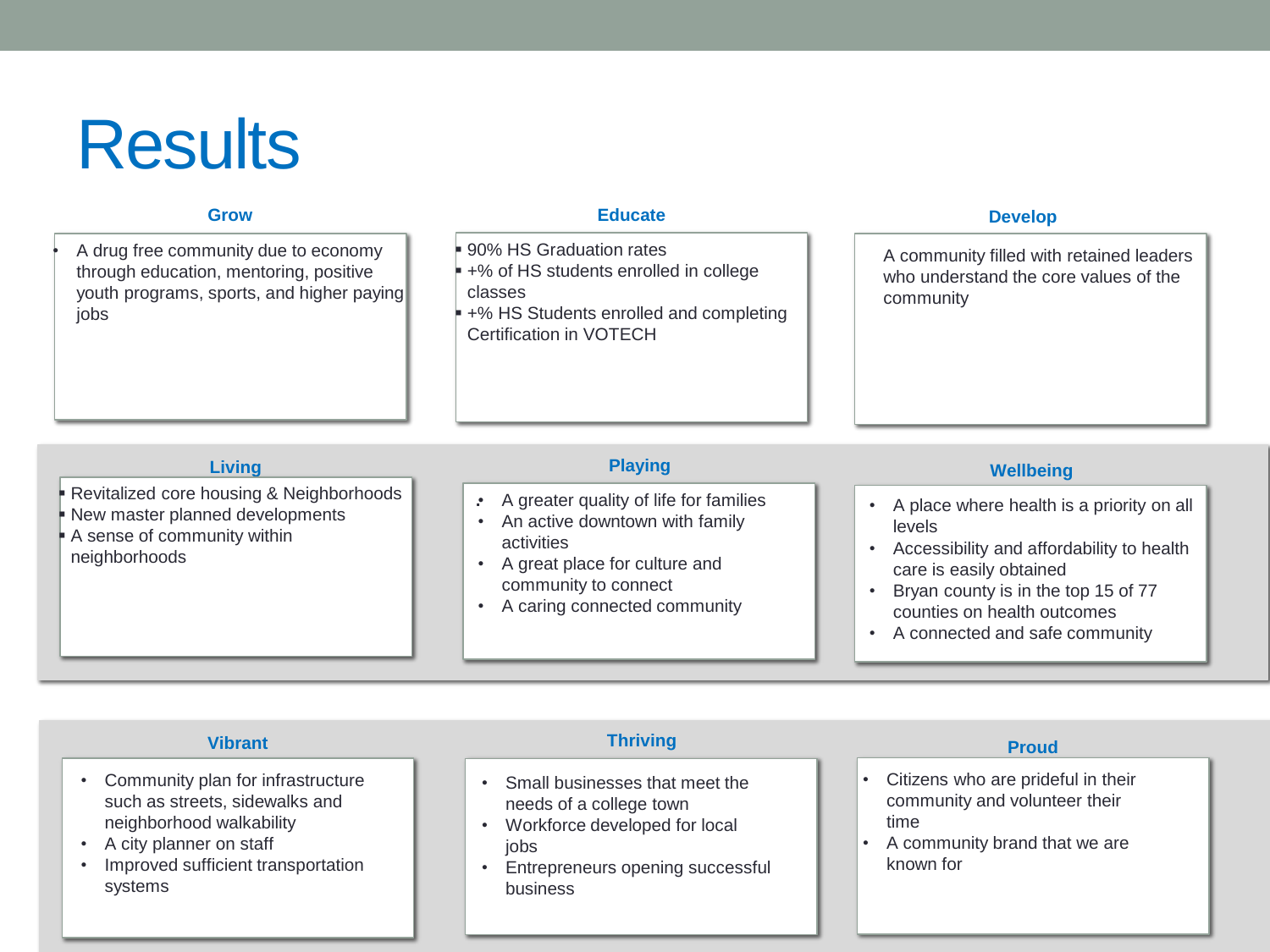# Results

### Grow

- A drug free community due to economy through education, mentoring, positive youth programs, sports, and higher paying jobs

### Educate

- 90% HS Graduation rates
- +% of HS students enrolled in college classes
- +% HS Students enrolled and completing Certification in VOTECH

### Develop

A community filled with retained leaders who understand the core values of the community

### Living

- Revitalized core housing & Neighborhoods
- New master planned developments
- A sense of community within neighborhoods

### Playing

- A greater quality of life for families
- An active downtown with family activities
- A great place for culture and community to connect
- A caring connected community

### Wellbeing

- A place where health is a priority on all levels
- Accessibility and affordability to health care is easily obtained
- Bryan county is in the top 15 of 77 counties on health outcomes
- A connected and safe community

### Vibrant

- Community plan for infrastructure such as streets, sidewalks and neighborhood walkability
- A city planner on staff
- Improved sufficient transportation systems

### Thriving

- Small businesses that meet the needs of a college town
- Workforce developed for local jobs
- Entrepreneurs opening successful business

### Proud

- Citizens who are prideful in their community and volunteer their time
- A community brand that we are known for